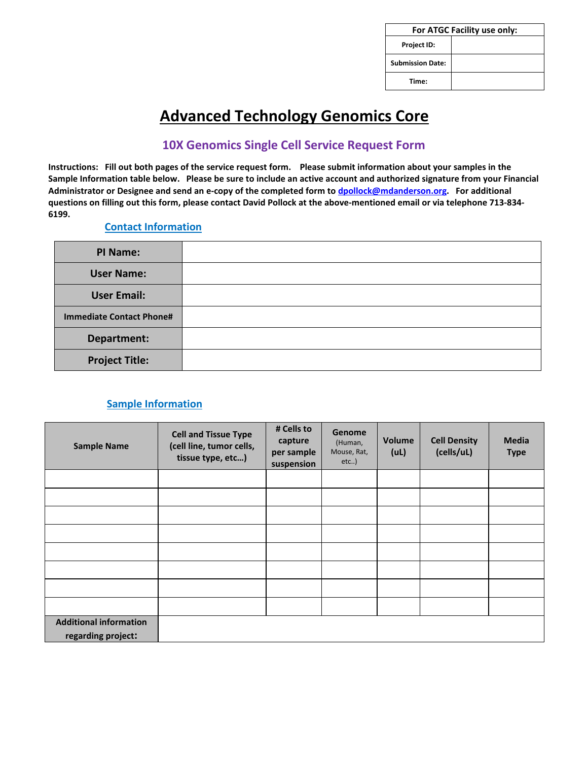| For ATGC Facility use only: | |
|---|---|
| Project ID: | |
| Submission Date: | |
| Time: | |

# Advanced Technology Genomics Core

## 10X Genomics Single Cell Service Request Form

**Instructions: Fill out both pages of the service request form. Please submit information about your samples in the Sample Information table below. Please be sure to include an active account and authorized signature from your Financial Administrator or Designee and send an e-copy of the completed form to dpollock@mdanderson.org. For additional questions on filling out this form, please contact David Pollock at the above-mentioned email or via telephone 713-834-6199.**

### Contact Information

| | |
|---|---|
| **PI Name:** | |
| **User Name:** | |
| **User Email:** | |
| **Immediate Contact Phone#** | |
| **Department:** | |
| **Project Title:** | |

### Sample Information

| Sample Name | Cell and Tissue Type (cell line, tumor cells, tissue type, etc…) | # Cells to capture per sample suspension | Genome (Human, Mouse, Rat, etc..) | Volume (uL) | Cell Density (cells/uL) | Media Type |
|---|---|---|---|---|---|---|
| | | | | | | |
| | | | | | | |
| | | | | | | |
| | | | | | | |
| | | | | | | |
| | | | | | | |
| | | | | | | |
| | | | | | | |
| **Additional information regarding project:** | | | | | | |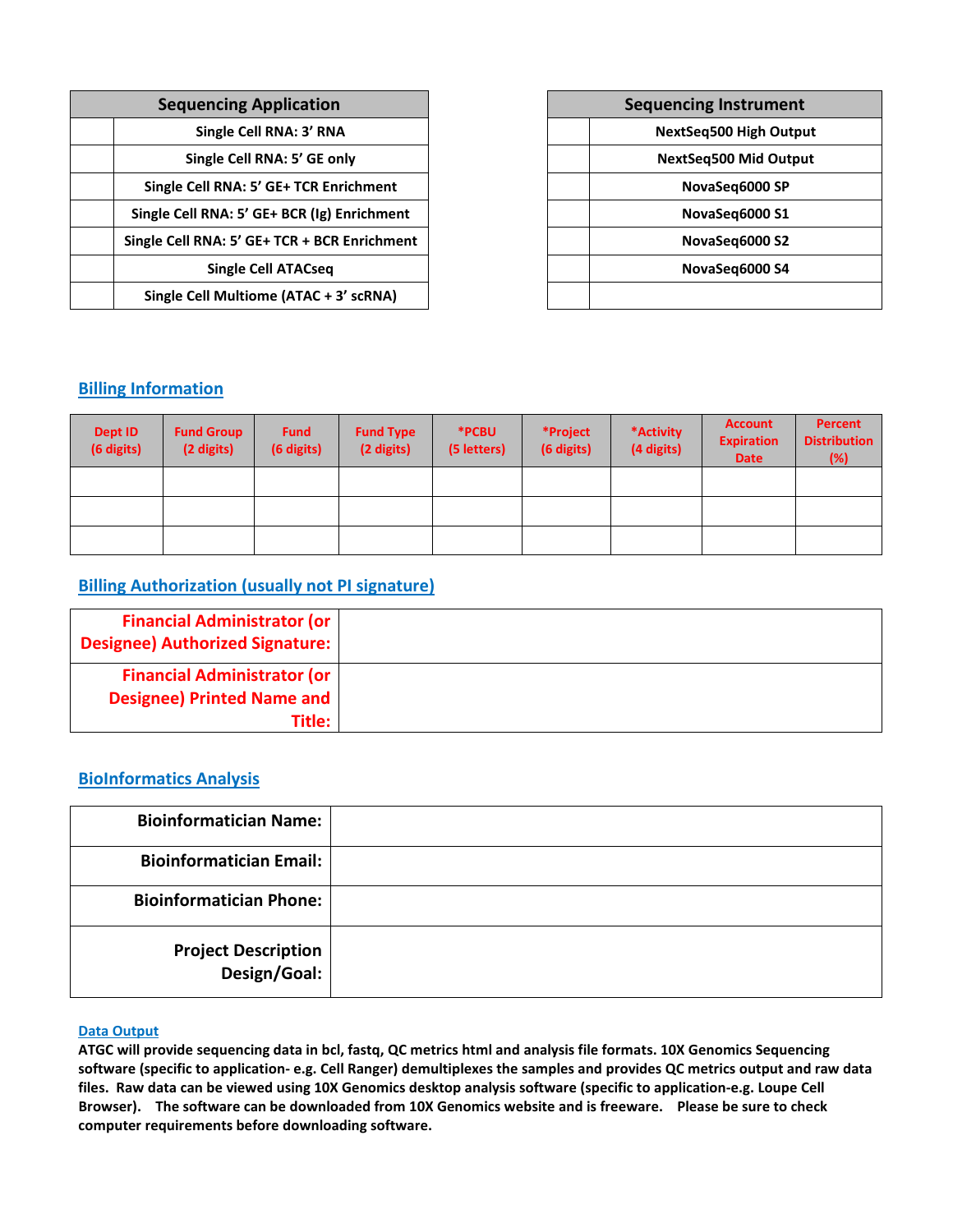| | Sequencing Application |
|---|---|
| | Single Cell RNA: 3' RNA |
| | Single Cell RNA: 5' GE only |
| | Single Cell RNA: 5' GE+ TCR Enrichment |
| | Single Cell RNA: 5' GE+ BCR (Ig) Enrichment |
| | Single Cell RNA: 5' GE+ TCR + BCR Enrichment |
| | Single Cell ATACseq |
| | Single Cell Multiome (ATAC + 3' scRNA) |

| | Sequencing Instrument |
|---|---|
| | NextSeq500 High Output |
| | NextSeq500 Mid Output |
| | NovaSeq6000 SP |
| | NovaSeq6000 S1 |
| | NovaSeq6000 S2 |
| | NovaSeq6000 S4 |
| | |

## Billing Information

| Dept ID (6 digits) | Fund Group (2 digits) | Fund (6 digits) | Fund Type (2 digits) | *PCBU (5 letters) | *Project (6 digits) | *Activity (4 digits) | Account Expiration Date | Percent Distribution (%) |
|---|---|---|---|---|---|---|---|---|
| | | | | | | | | |
| | | | | | | | | |
| | | | | | | | | |

## Billing Authorization (usually not PI signature)

| | |
|---|---|
| Financial Administrator (or Designee) Authorized Signature: | |
| Financial Administrator (or Designee) Printed Name and Title: | |

## BioInformatics Analysis

| | |
|---|---|
| Bioinformatician Name: | |
| Bioinformatician Email: | |
| Bioinformatician Phone: | |
| Project Description Design/Goal: | |

### Data Output

**ATGC will provide sequencing data in bcl, fastq, QC metrics html and analysis file formats. 10X Genomics Sequencing software (specific to application- e.g. Cell Ranger) demultiplexes the samples and provides QC metrics output and raw data files. Raw data can be viewed using 10X Genomics desktop analysis software (specific to application-e.g. Loupe Cell Browser). The software can be downloaded from 10X Genomics website and is freeware. Please be sure to check computer requirements before downloading software.**